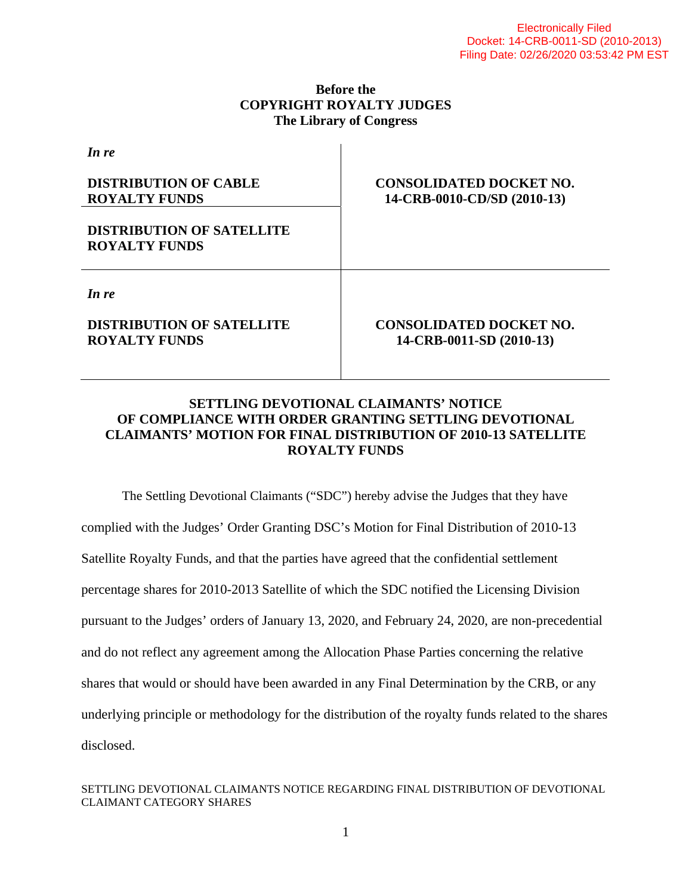Electronically Filed
Docket: 14-CRB-0011-SD (2010-2013)
Filing Date: 02/26/2020 03:53:42 PM EST

**Before the**
**COPYRIGHT ROYALTY JUDGES**
**The Library of Congress**

| | |
|---|---|
| ***In re*** <br><br> **DISTRIBUTION OF CABLE ROYALTY FUNDS** <br><br> **DISTRIBUTION OF SATELLITE ROYALTY FUNDS** | **CONSOLIDATED DOCKET NO. 14-CRB-0010-CD/SD (2010-13)** |
| ***In re*** <br><br> **DISTRIBUTION OF SATELLITE ROYALTY FUNDS** | **CONSOLIDATED DOCKET NO. 14-CRB-0011-SD (2010-13)** |

**SETTLING DEVOTIONAL CLAIMANTS' NOTICE OF COMPLIANCE WITH ORDER GRANTING SETTLING DEVOTIONAL CLAIMANTS' MOTION FOR FINAL DISTRIBUTION OF 2010-13 SATELLITE ROYALTY FUNDS**

The Settling Devotional Claimants ("SDC") hereby advise the Judges that they have complied with the Judges' Order Granting DSC's Motion for Final Distribution of 2010-13 Satellite Royalty Funds, and that the parties have agreed that the confidential settlement percentage shares for 2010-2013 Satellite of which the SDC notified the Licensing Division pursuant to the Judges' orders of January 13, 2020, and February 24, 2020, are non-precedential and do not reflect any agreement among the Allocation Phase Parties concerning the relative shares that would or should have been awarded in any Final Determination by the CRB, or any underlying principle or methodology for the distribution of the royalty funds related to the shares disclosed.

SETTLING DEVOTIONAL CLAIMANTS NOTICE REGARDING FINAL DISTRIBUTION OF DEVOTIONAL CLAIMANT CATEGORY SHARES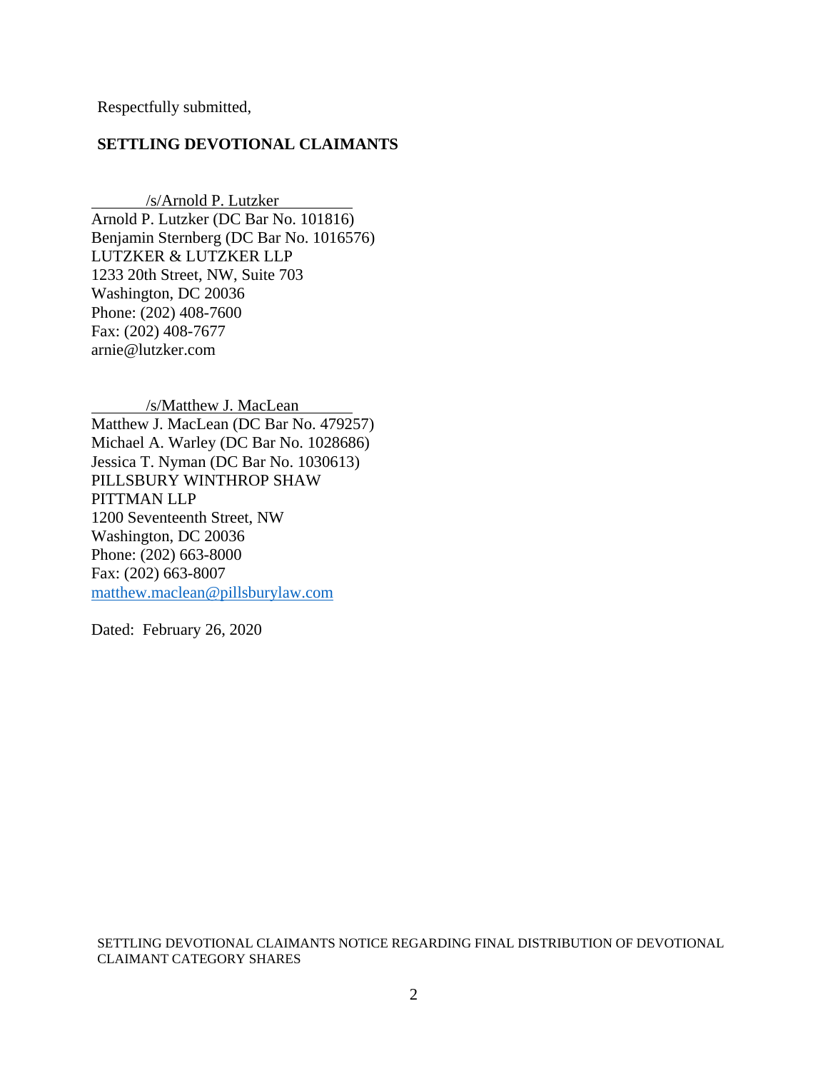Respectfully submitted,

**SETTLING DEVOTIONAL CLAIMANTS**

/s/Arnold P. Lutzker
Arnold P. Lutzker (DC Bar No. 101816)
Benjamin Sternberg (DC Bar No. 1016576)
LUTZKER & LUTZKER LLP
1233 20th Street, NW, Suite 703
Washington, DC 20036
Phone: (202) 408-7600
Fax: (202) 408-7677
arnie@lutzker.com

/s/Matthew J. MacLean
Matthew J. MacLean (DC Bar No. 479257)
Michael A. Warley (DC Bar No. 1028686)
Jessica T. Nyman (DC Bar No. 1030613)
PILLSBURY WINTHROP SHAW PITTMAN LLP
1200 Seventeenth Street, NW
Washington, DC 20036
Phone: (202) 663-8000
Fax: (202) 663-8007
matthew.maclean@pillsburylaw.com

Dated: February 26, 2020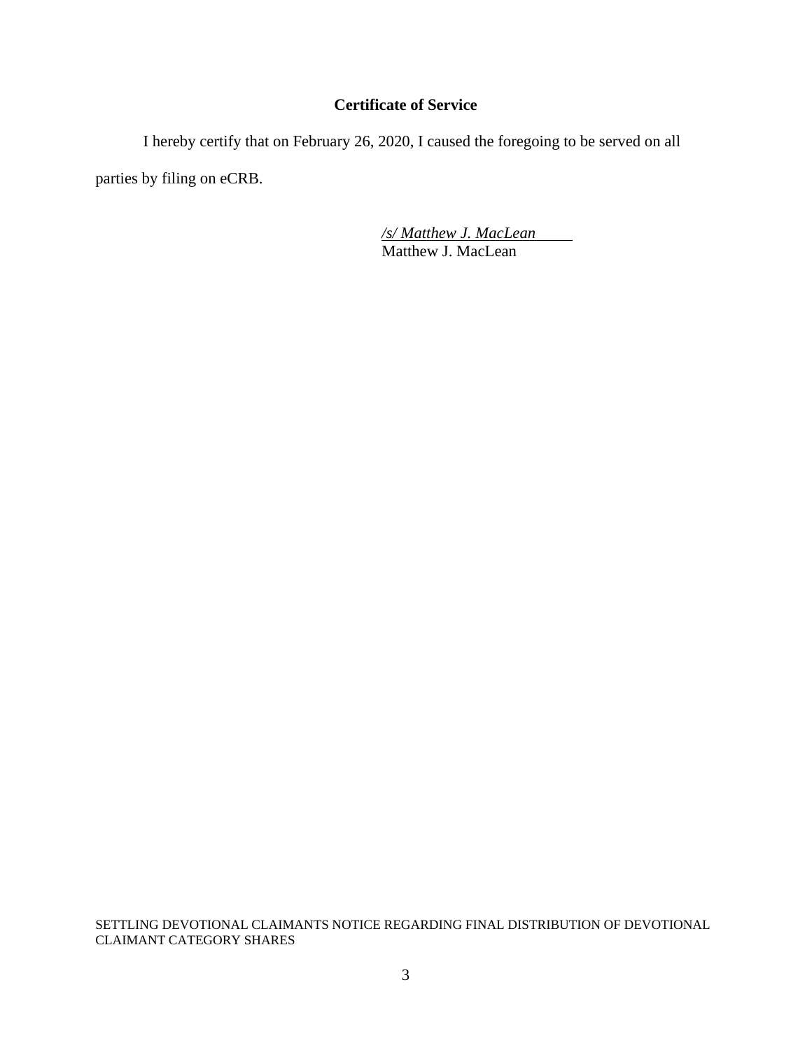**Certificate of Service**

I hereby certify that on February 26, 2020, I caused the foregoing to be served on all parties by filing on eCRB.

*/s/ Matthew J. MacLean*
Matthew J. MacLean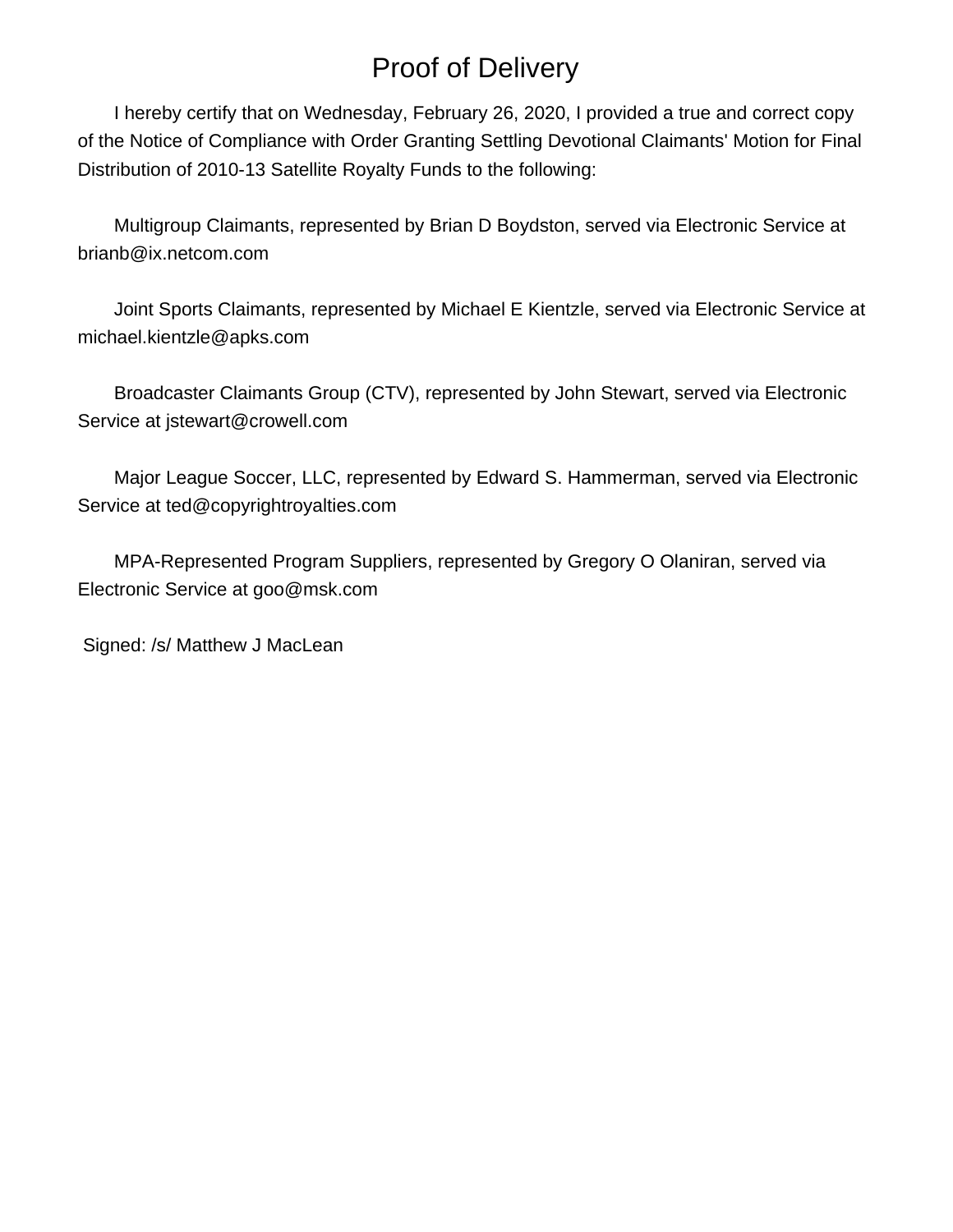# Proof of Delivery

I hereby certify that on Wednesday, February 26, 2020, I provided a true and correct copy of the Notice of Compliance with Order Granting Settling Devotional Claimants' Motion for Final Distribution of 2010-13 Satellite Royalty Funds to the following:

Multigroup Claimants, represented by Brian D Boydston, served via Electronic Service at brianb@ix.netcom.com

Joint Sports Claimants, represented by Michael E Kientzle, served via Electronic Service at michael.kientzle@apks.com

Broadcaster Claimants Group (CTV), represented by John Stewart, served via Electronic Service at jstewart@crowell.com

Major League Soccer, LLC, represented by Edward S. Hammerman, served via Electronic Service at ted@copyrightroyalties.com

MPA-Represented Program Suppliers, represented by Gregory O Olaniran, served via Electronic Service at goo@msk.com

Signed: /s/ Matthew J MacLean